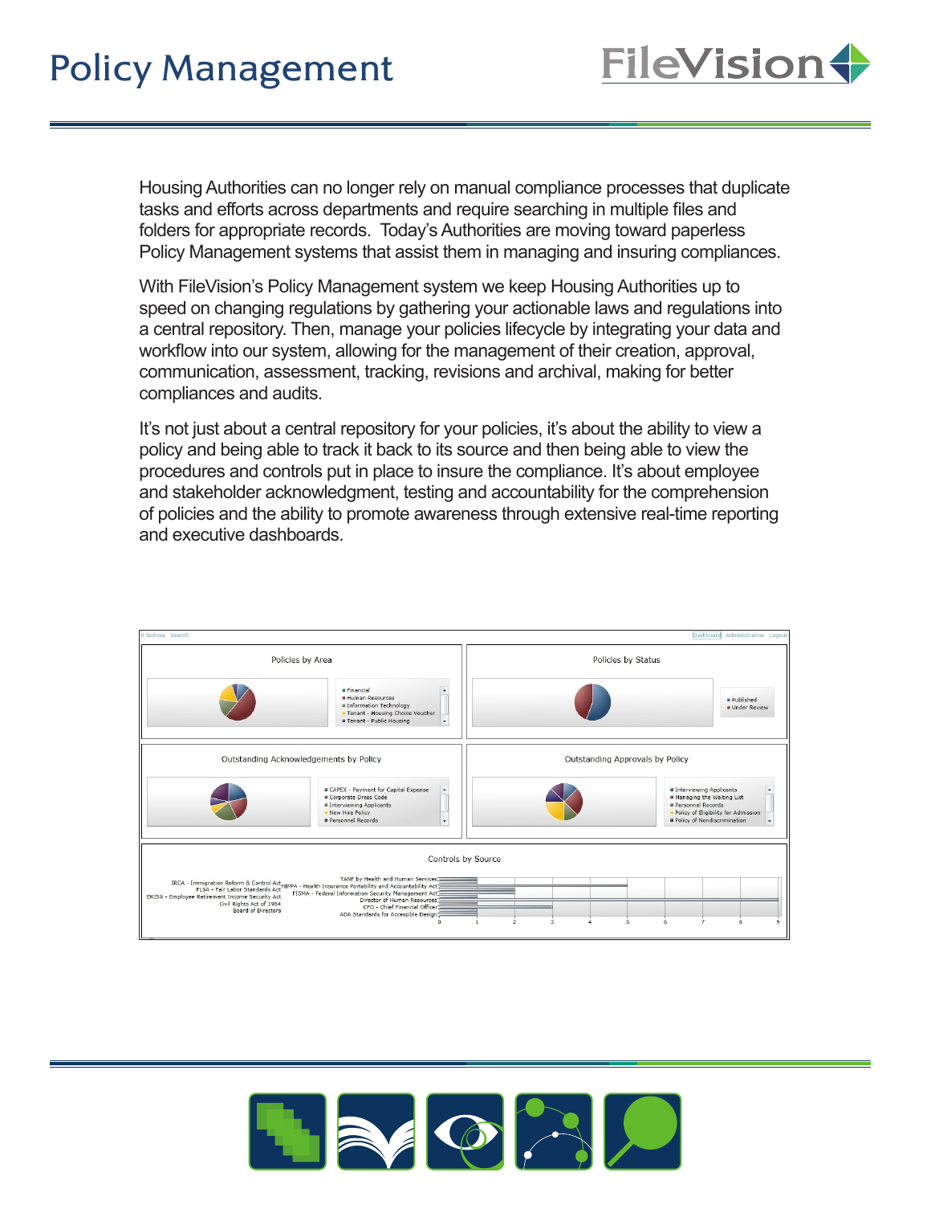# Policy Management

FileVision

Housing Authorities can no longer rely on manual compliance processes that duplicate tasks and efforts across departments and require searching in multiple files and folders for appropriate records. Today's Authorities are moving toward paperless Policy Management systems that assist them in managing and insuring compliances.

With FileVision's Policy Management system we keep Housing Authorities up to speed on changing regulations by gathering your actionable laws and regulations into a central repository. Then, manage your policies lifecycle by integrating your data and workflow into our system, allowing for the management of their creation, approval, communication, assessment, tracking, revisions and archival, making for better compliances and audits.

It's not just about a central repository for your policies, it's about the ability to view a policy and being able to track it back to its source and then being able to view the procedures and controls put in place to insure the compliance. It's about employee and stakeholder acknowledgment, testing and accountability for the comprehension of policies and the ability to promote awareness through extensive real-time reporting and executive dashboards.

e Notices Search

Dashboard Administration Logout

Policies by Area

Financial
Human Resources
Information Technology
Tenant - Housing Choice Voucher
Tenant - Public Housing

Policies by Status

Published
Under Review

Outstanding Acknowledgements by Policy

CAPEX - Payment for Capital Expense
Corporate Dress Code
Interviewing Applicants
New Hire Policy
Personnel Records

Outstanding Approvals by Policy

Interviewing Applicants
Managing the Waiting List
Personnel Records
Policy of Eligibility for Admission
Policy of Nondiscrimination

Controls by Source

IRCA - Immigration Reform & Control Act
FLSA - Fair Labor Standards Act
ERISA - Employee Retirement Income Security Act
Civil Rights Act of 1964
Board of Directors
TANF by Health and Human Services
HIPPA - Health Insurance Portability and Accountability Act
FISMA - Federal Information Security Management Act
Director of Human Resources
CFO - Chief Financial Officer
ADA Standards for Accessible Design

0 1 2 3 4 5 6 7 8 9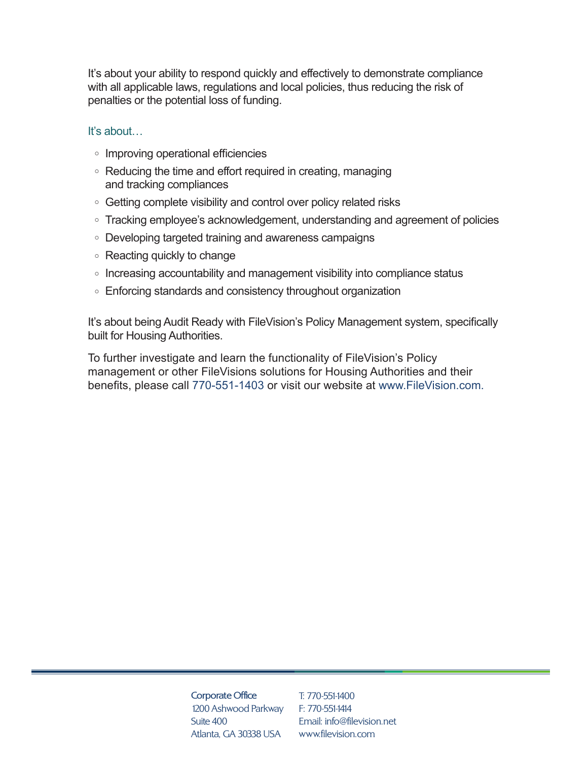It's about your ability to respond quickly and effectively to demonstrate compliance with all applicable laws, regulations and local policies, thus reducing the risk of penalties or the potential loss of funding.

It's about…

- Improving operational efficiencies
- Reducing the time and effort required in creating, managing and tracking compliances
- Getting complete visibility and control over policy related risks
- Tracking employee's acknowledgement, understanding and agreement of policies
- Developing targeted training and awareness campaigns
- Reacting quickly to change
- Increasing accountability and management visibility into compliance status
- Enforcing standards and consistency throughout organization

It's about being Audit Ready with FileVision's Policy Management system, specifically built for Housing Authorities.

To further investigate and learn the functionality of FileVision's Policy management or other FileVisions solutions for Housing Authorities and their benefits, please call 770-551-1403 or visit our website at www.FileVision.com.

**Corporate Office**
1200 Ashwood Parkway
Suite 400
Atlanta, GA 30338 USA

T: 770-551-1400
F: 770-551-1414
Email: info@filevision.net
www.filevision.com